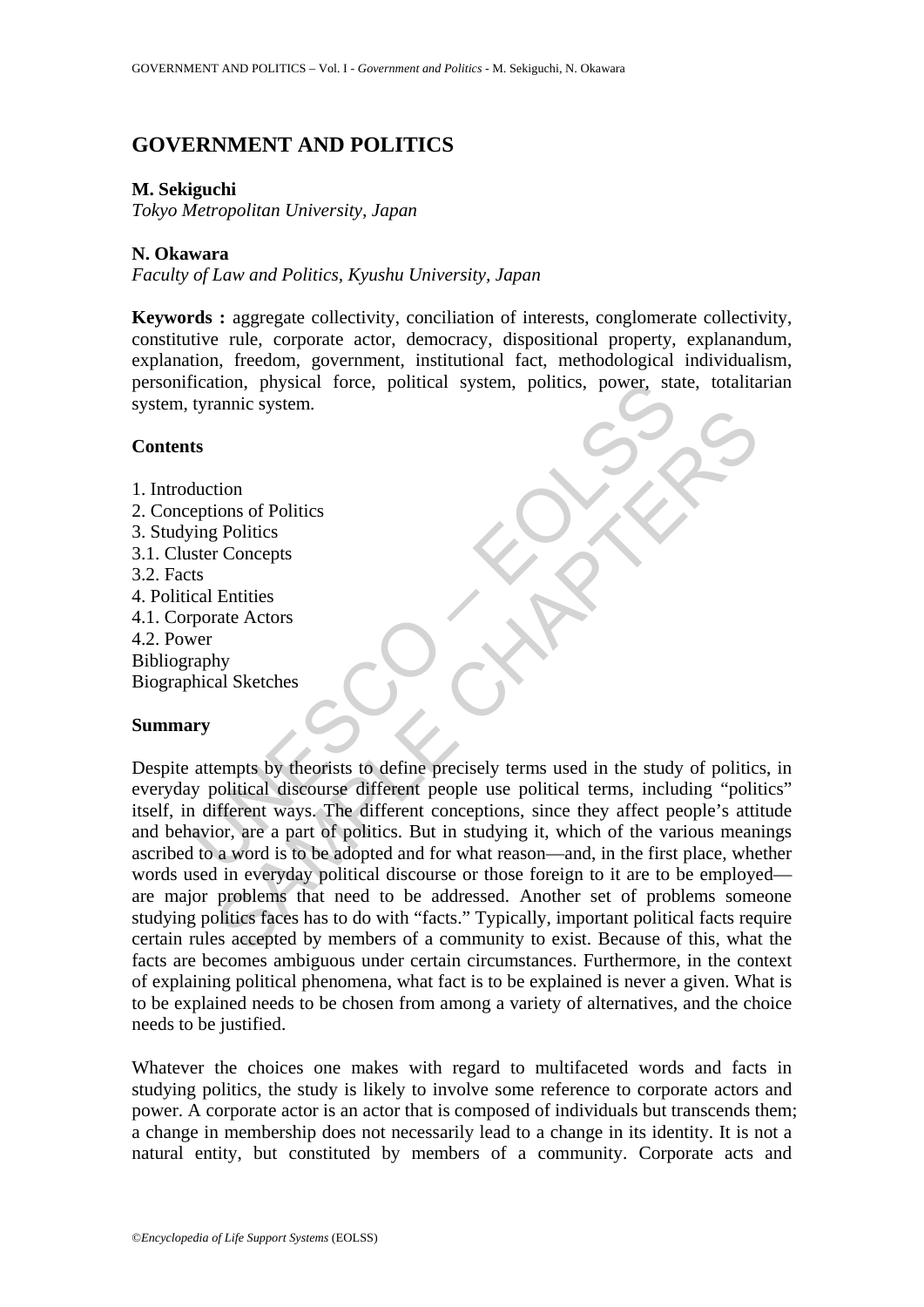# GOVERNMENT AND POLITICS

**M. Sekiguchi**
*Tokyo Metropolitan University, Japan*

**N. Okawara**
*Faculty of Law and Politics, Kyushu University, Japan*

**Keywords :** aggregate collectivity, conciliation of interests, conglomerate collectivity, constitutive rule, corporate actor, democracy, dispositional property, explanandum, explanation, freedom, government, institutional fact, methodological individualism, personification, physical force, political system, politics, power, state, totalitarian system, tyrannic system.

## Contents

1. Introduction
2. Conceptions of Politics
3. Studying Politics
3.1. Cluster Concepts
3.2. Facts
4. Political Entities
4.1. Corporate Actors
4.2. Power

Bibliography
Biographical Sketches

## Summary

Despite attempts by theorists to define precisely terms used in the study of politics, in everyday political discourse different people use political terms, including "politics" itself, in different ways. The different conceptions, since they affect people's attitude and behavior, are a part of politics. But in studying it, which of the various meanings ascribed to a word is to be adopted and for what reason—and, in the first place, whether words used in everyday political discourse or those foreign to it are to be employed—are major problems that need to be addressed. Another set of problems someone studying politics faces has to do with "facts." Typically, important political facts require certain rules accepted by members of a community to exist. Because of this, what the facts are becomes ambiguous under certain circumstances. Furthermore, in the context of explaining political phenomena, what fact is to be explained is never a given. What is to be explained needs to be chosen from among a variety of alternatives, and the choice needs to be justified.

Whatever the choices one makes with regard to multifaceted words and facts in studying politics, the study is likely to involve some reference to corporate actors and power. A corporate actor is an actor that is composed of individuals but transcends them; a change in membership does not necessarily lead to a change in its identity. It is not a natural entity, but constituted by members of a community. Corporate acts and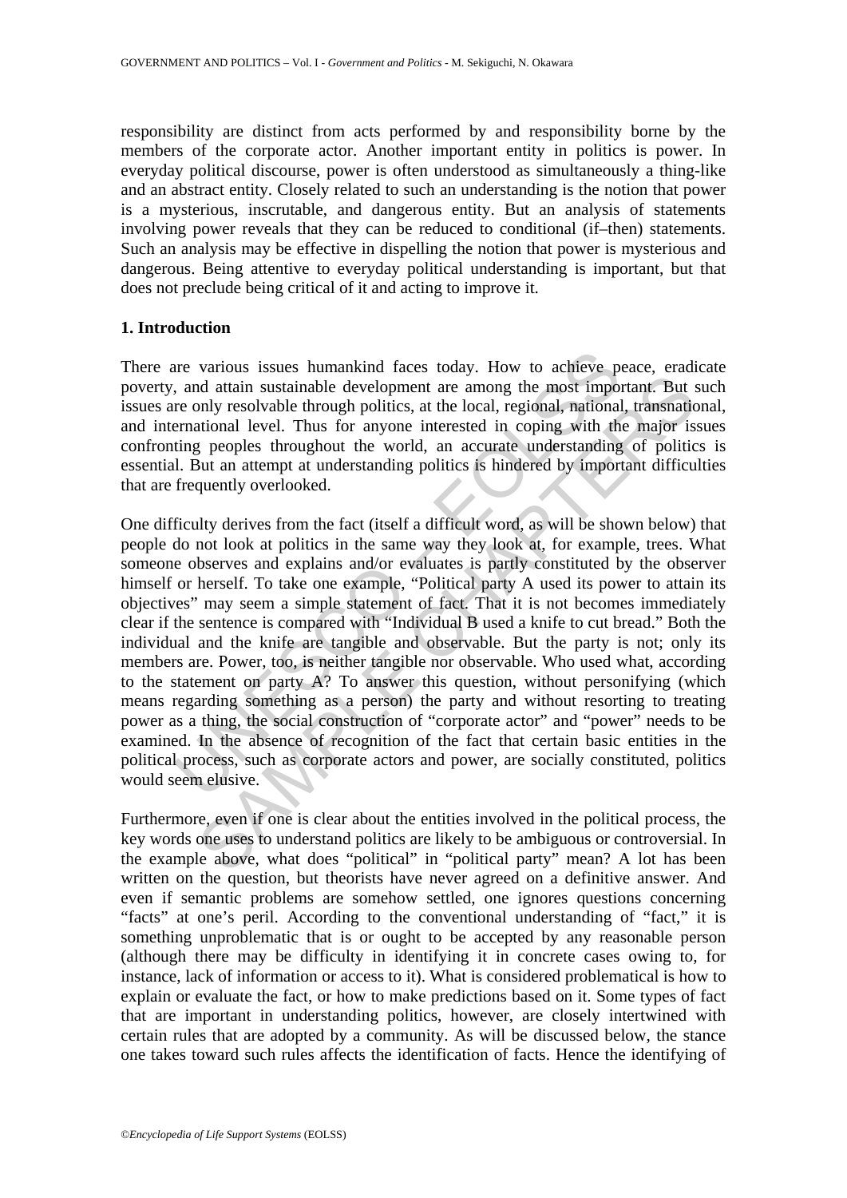responsibility are distinct from acts performed by and responsibility borne by the members of the corporate actor. Another important entity in politics is power. In everyday political discourse, power is often understood as simultaneously a thing-like and an abstract entity. Closely related to such an understanding is the notion that power is a mysterious, inscrutable, and dangerous entity. But an analysis of statements involving power reveals that they can be reduced to conditional (if–then) statements. Such an analysis may be effective in dispelling the notion that power is mysterious and dangerous. Being attentive to everyday political understanding is important, but that does not preclude being critical of it and acting to improve it.

## 1. Introduction

There are various issues humankind faces today. How to achieve peace, eradicate poverty, and attain sustainable development are among the most important. But such issues are only resolvable through politics, at the local, regional, national, transnational, and international level. Thus for anyone interested in coping with the major issues confronting peoples throughout the world, an accurate understanding of politics is essential. But an attempt at understanding politics is hindered by important difficulties that are frequently overlooked.

One difficulty derives from the fact (itself a difficult word, as will be shown below) that people do not look at politics in the same way they look at, for example, trees. What someone observes and explains and/or evaluates is partly constituted by the observer himself or herself. To take one example, "Political party A used its power to attain its objectives" may seem a simple statement of fact. That it is not becomes immediately clear if the sentence is compared with "Individual B used a knife to cut bread." Both the individual and the knife are tangible and observable. But the party is not; only its members are. Power, too, is neither tangible nor observable. Who used what, according to the statement on party A? To answer this question, without personifying (which means regarding something as a person) the party and without resorting to treating power as a thing, the social construction of "corporate actor" and "power" needs to be examined. In the absence of recognition of the fact that certain basic entities in the political process, such as corporate actors and power, are socially constituted, politics would seem elusive.

Furthermore, even if one is clear about the entities involved in the political process, the key words one uses to understand politics are likely to be ambiguous or controversial. In the example above, what does "political" in "political party" mean? A lot has been written on the question, but theorists have never agreed on a definitive answer. And even if semantic problems are somehow settled, one ignores questions concerning "facts" at one's peril. According to the conventional understanding of "fact," it is something unproblematic that is or ought to be accepted by any reasonable person (although there may be difficulty in identifying it in concrete cases owing to, for instance, lack of information or access to it). What is considered problematical is how to explain or evaluate the fact, or how to make predictions based on it. Some types of fact that are important in understanding politics, however, are closely intertwined with certain rules that are adopted by a community. As will be discussed below, the stance one takes toward such rules affects the identification of facts. Hence the identifying of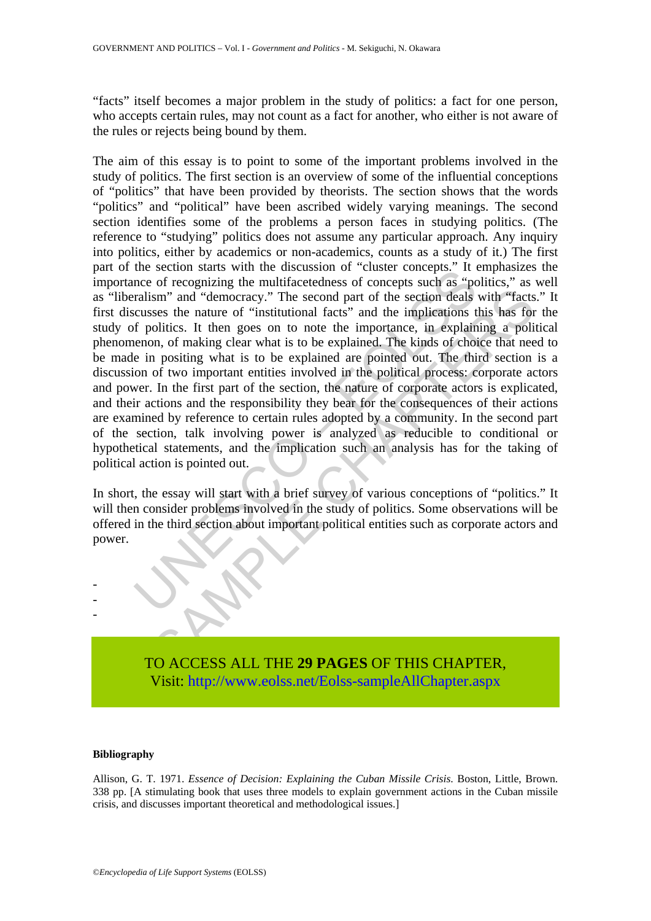"facts" itself becomes a major problem in the study of politics: a fact for one person, who accepts certain rules, may not count as a fact for another, who either is not aware of the rules or rejects being bound by them.

The aim of this essay is to point to some of the important problems involved in the study of politics. The first section is an overview of some of the influential conceptions of "politics" that have been provided by theorists. The section shows that the words "politics" and "political" have been ascribed widely varying meanings. The second section identifies some of the problems a person faces in studying politics. (The reference to "studying" politics does not assume any particular approach. Any inquiry into politics, either by academics or non-academics, counts as a study of it.) The first part of the section starts with the discussion of "cluster concepts." It emphasizes the importance of recognizing the multifacetedness of concepts such as "politics," as well as "liberalism" and "democracy." The second part of the section deals with "facts." It first discusses the nature of "institutional facts" and the implications this has for the study of politics. It then goes on to note the importance, in explaining a political phenomenon, of making clear what is to be explained. The kinds of choice that need to be made in positing what is to be explained are pointed out. The third section is a discussion of two important entities involved in the political process: corporate actors and power. In the first part of the section, the nature of corporate actors is explicated, and their actions and the responsibility they bear for the consequences of their actions are examined by reference to certain rules adopted by a community. In the second part of the section, talk involving power is analyzed as reducible to conditional or hypothetical statements, and the implication such an analysis has for the taking of political action is pointed out.

In short, the essay will start with a brief survey of various conceptions of "politics." It will then consider problems involved in the study of politics. Some observations will be offered in the third section about important political entities such as corporate actors and power.

-
-
-

TO ACCESS ALL THE **29 PAGES** OF THIS CHAPTER,
Visit: http://www.eolss.net/Eolss-sampleAllChapter.aspx

**Bibliography**

Allison, G. T. 1971. *Essence of Decision: Explaining the Cuban Missile Crisis*. Boston, Little, Brown. 338 pp. [A stimulating book that uses three models to explain government actions in the Cuban missile crisis, and discusses important theoretical and methodological issues.]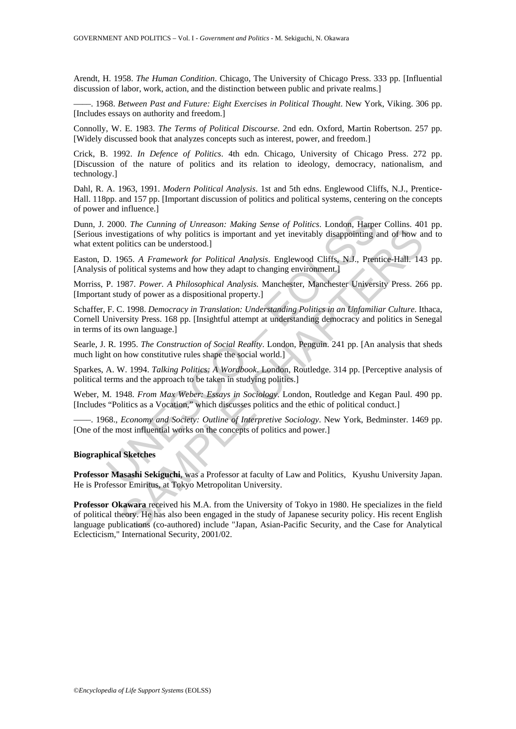Arendt, H. 1958. *The Human Condition*. Chicago, The University of Chicago Press. 333 pp. [Influential discussion of labor, work, action, and the distinction between public and private realms.]

——. 1968. *Between Past and Future: Eight Exercises in Political Thought*. New York, Viking. 306 pp. [Includes essays on authority and freedom.]

Connolly, W. E. 1983. *The Terms of Political Discourse*. 2nd edn. Oxford, Martin Robertson. 257 pp. [Widely discussed book that analyzes concepts such as interest, power, and freedom.]

Crick, B. 1992. *In Defence of Politics*. 4th edn. Chicago, University of Chicago Press. 272 pp. [Discussion of the nature of politics and its relation to ideology, democracy, nationalism, and technology.]

Dahl, R. A. 1963, 1991. *Modern Political Analysis*. 1st and 5th edns. Englewood Cliffs, N.J., Prentice-Hall. 118pp. and 157 pp. [Important discussion of politics and political systems, centering on the concepts of power and influence.]

Dunn, J. 2000. *The Cunning of Unreason: Making Sense of Politics*. London, Harper Collins. 401 pp. [Serious investigations of why politics is important and yet inevitably disappointing and of how and to what extent politics can be understood.]

Easton, D. 1965. *A Framework for Political Analysis*. Englewood Cliffs, N.J., Prentice-Hall. 143 pp. [Analysis of political systems and how they adapt to changing environment.]

Morriss, P. 1987. *Power. A Philosophical Analysis.* Manchester, Manchester University Press. 266 pp. [Important study of power as a dispositional property.]

Schaffer, F. C. 1998. *Democracy in Translation: Understanding Politics in an Unfamiliar Culture*. Ithaca, Cornell University Press. 168 pp. [Insightful attempt at understanding democracy and politics in Senegal in terms of its own language.]

Searle, J. R. 1995. *The Construction of Social Reality*. London, Penguin. 241 pp. [An analysis that sheds much light on how constitutive rules shape the social world.]

Sparkes, A. W. 1994. *Talking Politics: A Wordbook*. London, Routledge. 314 pp. [Perceptive analysis of political terms and the approach to be taken in studying politics.]

Weber, M. 1948. *From Max Weber: Essays in Sociology*. London, Routledge and Kegan Paul. 490 pp. [Includes "Politics as a Vocation," which discusses politics and the ethic of political conduct.]

——. 1968., *Economy and Society: Outline of Interpretive Sociology*. New York, Bedminster. 1469 pp. [One of the most influential works on the concepts of politics and power.]

**Biographical Sketches**

**Professor Masashi Sekiguchi**, was a Professor at faculty of Law and Politics, Kyushu University Japan. He is Professor Emiritus, at Tokyo Metropolitan University.

**Professor Okawara** received his M.A. from the University of Tokyo in 1980. He specializes in the field of political theory. He has also been engaged in the study of Japanese security policy. His recent English language publications (co-authored) include "Japan, Asian-Pacific Security, and the Case for Analytical Eclecticism," International Security, 2001/02.